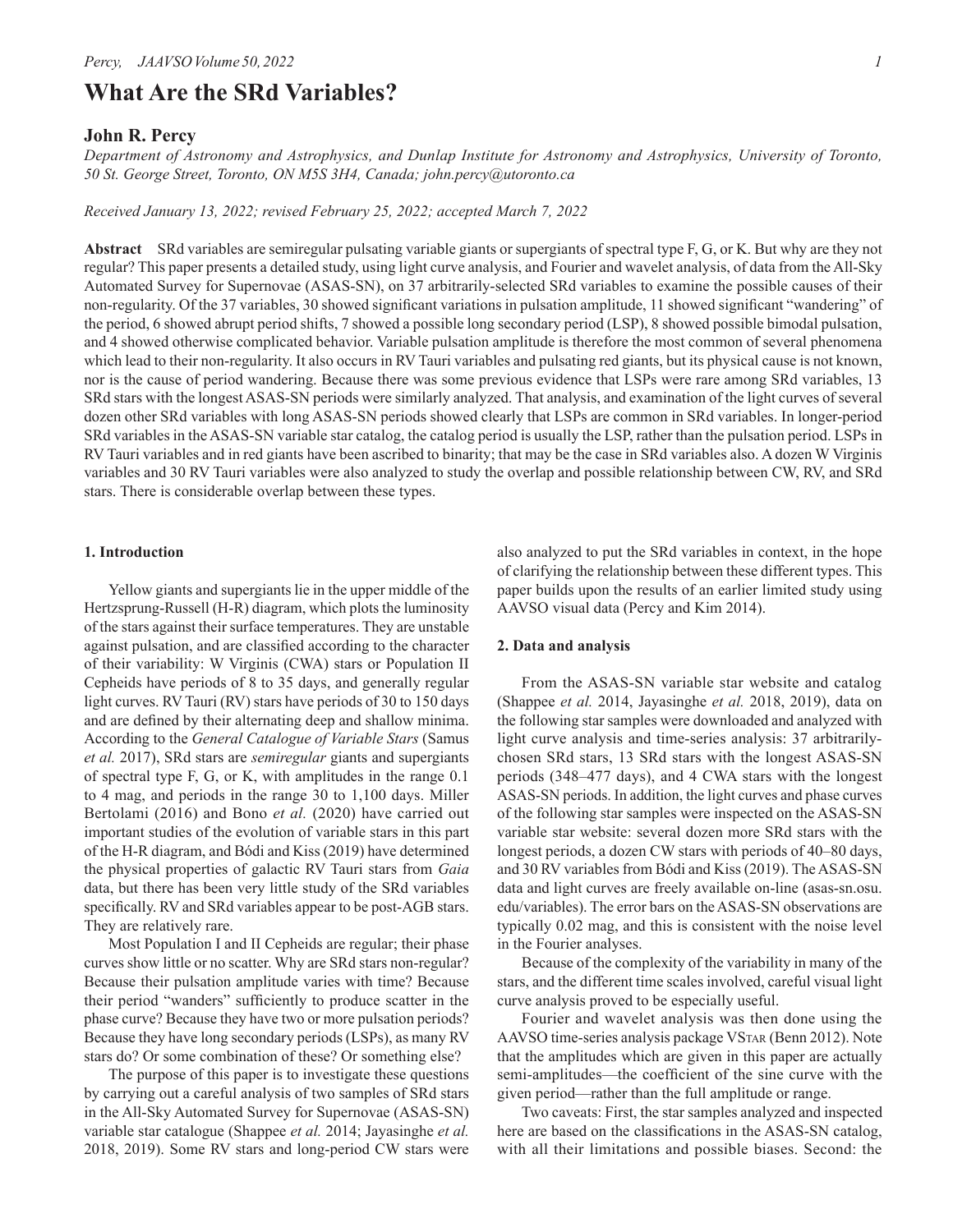# What Are the SRd Variables?

## John R. Percy

*Department of Astronomy and Astrophysics, and Dunlap Institute for Astronomy and Astrophysics, University of Toronto, 50 St. George Street, Toronto, ON M5S 3H4, Canada; john.percy@utoronto.ca*

*Received January 13, 2022; revised February 25, 2022; accepted March 7, 2022*

**Abstract** SRd variables are semiregular pulsating variable giants or supergiants of spectral type F, G, or K. But why are they not regular? This paper presents a detailed study, using light curve analysis, and Fourier and wavelet analysis, of data from the All-Sky Automated Survey for Supernovae (ASAS-SN), on 37 arbitrarily-selected SRd variables to examine the possible causes of their non-regularity. Of the 37 variables, 30 showed significant variations in pulsation amplitude, 11 showed significant "wandering" of the period, 6 showed abrupt period shifts, 7 showed a possible long secondary period (LSP), 8 showed possible bimodal pulsation, and 4 showed otherwise complicated behavior. Variable pulsation amplitude is therefore the most common of several phenomena which lead to their non-regularity. It also occurs in RV Tauri variables and pulsating red giants, but its physical cause is not known, nor is the cause of period wandering. Because there was some previous evidence that LSPs were rare among SRd variables, 13 SRd stars with the longest ASAS-SN periods were similarly analyzed. That analysis, and examination of the light curves of several dozen other SRd variables with long ASAS-SN periods showed clearly that LSPs are common in SRd variables. In longer-period SRd variables in the ASAS-SN variable star catalog, the catalog period is usually the LSP, rather than the pulsation period. LSPs in RV Tauri variables and in red giants have been ascribed to binarity; that may be the case in SRd variables also. A dozen W Virginis variables and 30 RV Tauri variables were also analyzed to study the overlap and possible relationship between CW, RV, and SRd stars. There is considerable overlap between these types.

### 1. Introduction

Yellow giants and supergiants lie in the upper middle of the Hertzsprung-Russell (H-R) diagram, which plots the luminosity of the stars against their surface temperatures. They are unstable against pulsation, and are classified according to the character of their variability: W Virginis (CWA) stars or Population II Cepheids have periods of 8 to 35 days, and generally regular light curves. RV Tauri (RV) stars have periods of 30 to 150 days and are defined by their alternating deep and shallow minima. According to the *General Catalogue of Variable Stars* (Samus *et al.* 2017), SRd stars are *semiregular* giants and supergiants of spectral type F, G, or K, with amplitudes in the range 0.1 to 4 mag, and periods in the range 30 to 1,100 days. Miller Bertolami (2016) and Bono *et al.* (2020) have carried out important studies of the evolution of variable stars in this part of the H-R diagram, and Bódi and Kiss (2019) have determined the physical properties of galactic RV Tauri stars from *Gaia* data, but there has been very little study of the SRd variables specifically. RV and SRd variables appear to be post-AGB stars. They are relatively rare.

Most Population I and II Cepheids are regular; their phase curves show little or no scatter. Why are SRd stars non-regular? Because their pulsation amplitude varies with time? Because their period "wanders" sufficiently to produce scatter in the phase curve? Because they have two or more pulsation periods? Because they have long secondary periods (LSPs), as many RV stars do? Or some combination of these? Or something else?

The purpose of this paper is to investigate these questions by carrying out a careful analysis of two samples of SRd stars in the All-Sky Automated Survey for Supernovae (ASAS-SN) variable star catalogue (Shappee *et al.* 2014; Jayasinghe *et al.* 2018, 2019). Some RV stars and long-period CW stars were also analyzed to put the SRd variables in context, in the hope of clarifying the relationship between these different types. This paper builds upon the results of an earlier limited study using AAVSO visual data (Percy and Kim 2014).

### 2. Data and analysis

From the ASAS-SN variable star website and catalog (Shappee *et al.* 2014, Jayasinghe *et al.* 2018, 2019), data on the following star samples were downloaded and analyzed with light curve analysis and time-series analysis: 37 arbitrarily-chosen SRd stars, 13 SRd stars with the longest ASAS-SN periods (348–477 days), and 4 CWA stars with the longest ASAS-SN periods. In addition, the light curves and phase curves of the following star samples were inspected on the ASAS-SN variable star website: several dozen more SRd stars with the longest periods, a dozen CW stars with periods of 40–80 days, and 30 RV variables from Bódi and Kiss (2019). The ASAS-SN data and light curves are freely available on-line (asas-sn.osu.edu/variables). The error bars on the ASAS-SN observations are typically 0.02 mag, and this is consistent with the noise level in the Fourier analyses.

Because of the complexity of the variability in many of the stars, and the different time scales involved, careful visual light curve analysis proved to be especially useful.

Fourier and wavelet analysis was then done using the AAVSO time-series analysis package VStar (Benn 2012). Note that the amplitudes which are given in this paper are actually semi-amplitudes—the coefficient of the sine curve with the given period—rather than the full amplitude or range.

Two caveats: First, the star samples analyzed and inspected here are based on the classifications in the ASAS-SN catalog, with all their limitations and possible biases. Second: the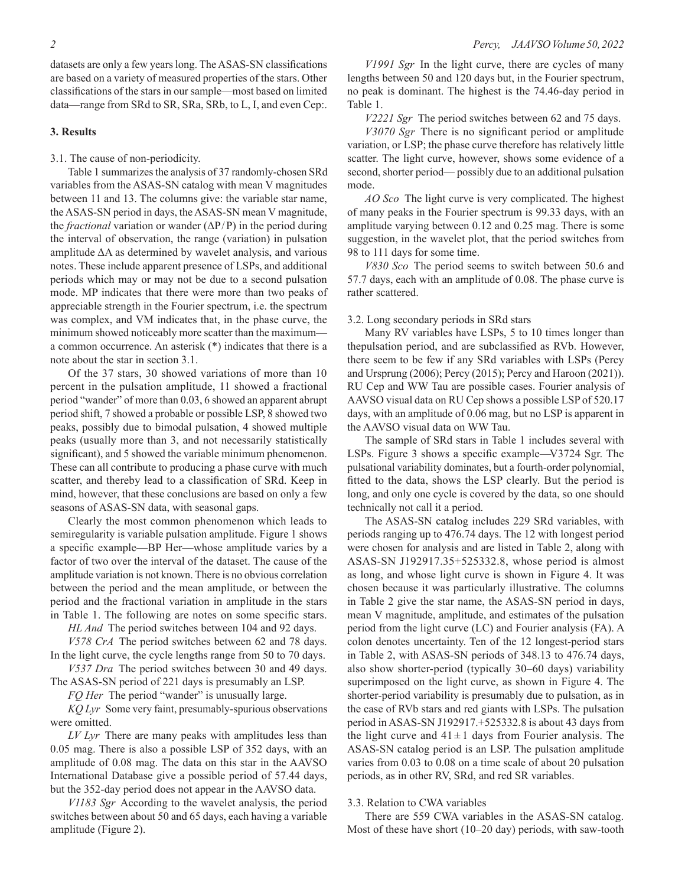datasets are only a few years long. The ASAS-SN classifications are based on a variety of measured properties of the stars. Other classifications of the stars in our sample—most based on limited data—range from SRd to SR, SRa, SRb, to L, I, and even Cep:.

## 3. Results

### 3.1. The cause of non-periodicity.

Table 1 summarizes the analysis of 37 randomly-chosen SRd variables from the ASAS-SN catalog with mean V magnitudes between 11 and 13. The columns give: the variable star name, the ASAS-SN period in days, the ASAS-SN mean V magnitude, the *fractional* variation or wander ($\Delta P/P$) in the period during the interval of observation, the range (variation) in pulsation amplitude $\Delta A$ as determined by wavelet analysis, and various notes. These include apparent presence of LSPs, and additional periods which may or may not be due to a second pulsation mode. MP indicates that there were more than two peaks of appreciable strength in the Fourier spectrum, i.e. the spectrum was complex, and VM indicates that, in the phase curve, the minimum showed noticeably more scatter than the maximum—a common occurrence. An asterisk (*) indicates that there is a note about the star in section 3.1.

Of the 37 stars, 30 showed variations of more than 10 percent in the pulsation amplitude, 11 showed a fractional period "wander" of more than 0.03, 6 showed an apparent abrupt period shift, 7 showed a probable or possible LSP, 8 showed two peaks, possibly due to bimodal pulsation, 4 showed multiple peaks (usually more than 3, and not necessarily statistically significant), and 5 showed the variable minimum phenomenon. These can all contribute to producing a phase curve with much scatter, and thereby lead to a classification of SRd. Keep in mind, however, that these conclusions are based on only a few seasons of ASAS-SN data, with seasonal gaps.

Clearly the most common phenomenon which leads to semiregularity is variable pulsation amplitude. Figure 1 shows a specific example—BP Her—whose amplitude varies by a factor of two over the interval of the dataset. The cause of the amplitude variation is not known. There is no obvious correlation between the period and the mean amplitude, or between the period and the fractional variation in amplitude in the stars in Table 1. The following are notes on some specific stars.

*HL And* The period switches between 104 and 92 days.

*V578 CrA* The period switches between 62 and 78 days. In the light curve, the cycle lengths range from 50 to 70 days.

*V537 Dra* The period switches between 30 and 49 days. The ASAS-SN period of 221 days is presumably an LSP.

*FQ Her* The period "wander" is unusually large.

*KQ Lyr* Some very faint, presumably-spurious observations were omitted.

*LV Lyr* There are many peaks with amplitudes less than 0.05 mag. There is also a possible LSP of 352 days, with an amplitude of 0.08 mag. The data on this star in the AAVSO International Database give a possible period of 57.44 days, but the 352-day period does not appear in the AAVSO data.

*V1183 Sgr* According to the wavelet analysis, the period switches between about 50 and 65 days, each having a variable amplitude (Figure 2).

*V1991 Sgr* In the light curve, there are cycles of many lengths between 50 and 120 days but, in the Fourier spectrum, no peak is dominant. The highest is the 74.46-day period in Table 1.

*V2221 Sgr* The period switches between 62 and 75 days.

*V3070 Sgr* There is no significant period or amplitude variation, or LSP; the phase curve therefore has relatively little scatter. The light curve, however, shows some evidence of a second, shorter period— possibly due to an additional pulsation mode.

*AO Sco* The light curve is very complicated. The highest of many peaks in the Fourier spectrum is 99.33 days, with an amplitude varying between 0.12 and 0.25 mag. There is some suggestion, in the wavelet plot, that the period switches from 98 to 111 days for some time.

*V830 Sco* The period seems to switch between 50.6 and 57.7 days, each with an amplitude of 0.08. The phase curve is rather scattered.

### 3.2. Long secondary periods in SRd stars

Many RV variables have LSPs, 5 to 10 times longer than thepulsation period, and are subclassified as RVb. However, there seem to be few if any SRd variables with LSPs (Percy and Ursprung (2006); Percy (2015); Percy and Haroon (2021)). RU Cep and WW Tau are possible cases. Fourier analysis of AAVSO visual data on RU Cep shows a possible LSP of 520.17 days, with an amplitude of 0.06 mag, but no LSP is apparent in the AAVSO visual data on WW Tau.

The sample of SRd stars in Table 1 includes several with LSPs. Figure 3 shows a specific example—V3724 Sgr. The pulsational variability dominates, but a fourth-order polynomial, fitted to the data, shows the LSP clearly. But the period is long, and only one cycle is covered by the data, so one should technically not call it a period.

The ASAS-SN catalog includes 229 SRd variables, with periods ranging up to 476.74 days. The 12 with longest period were chosen for analysis and are listed in Table 2, along with ASAS-SN J192917.35+525332.8, whose period is almost as long, and whose light curve is shown in Figure 4. It was chosen because it was particularly illustrative. The columns in Table 2 give the star name, the ASAS-SN period in days, mean V magnitude, amplitude, and estimates of the pulsation period from the light curve (LC) and Fourier analysis (FA). A colon denotes uncertainty. Ten of the 12 longest-period stars in Table 2, with ASAS-SN periods of 348.13 to 476.74 days, also show shorter-period (typically 30–60 days) variability superimposed on the light curve, as shown in Figure 4. The shorter-period variability is presumably due to pulsation, as in the case of RVb stars and red giants with LSPs. The pulsation period in ASAS-SN J192917.+525332.8 is about 43 days from the light curve and $41 \pm 1$ days from Fourier analysis. The ASAS-SN catalog period is an LSP. The pulsation amplitude varies from 0.03 to 0.08 on a time scale of about 20 pulsation periods, as in other RV, SRd, and red SR variables.

### 3.3. Relation to CWA variables

There are 559 CWA variables in the ASAS-SN catalog. Most of these have short (10–20 day) periods, with saw-tooth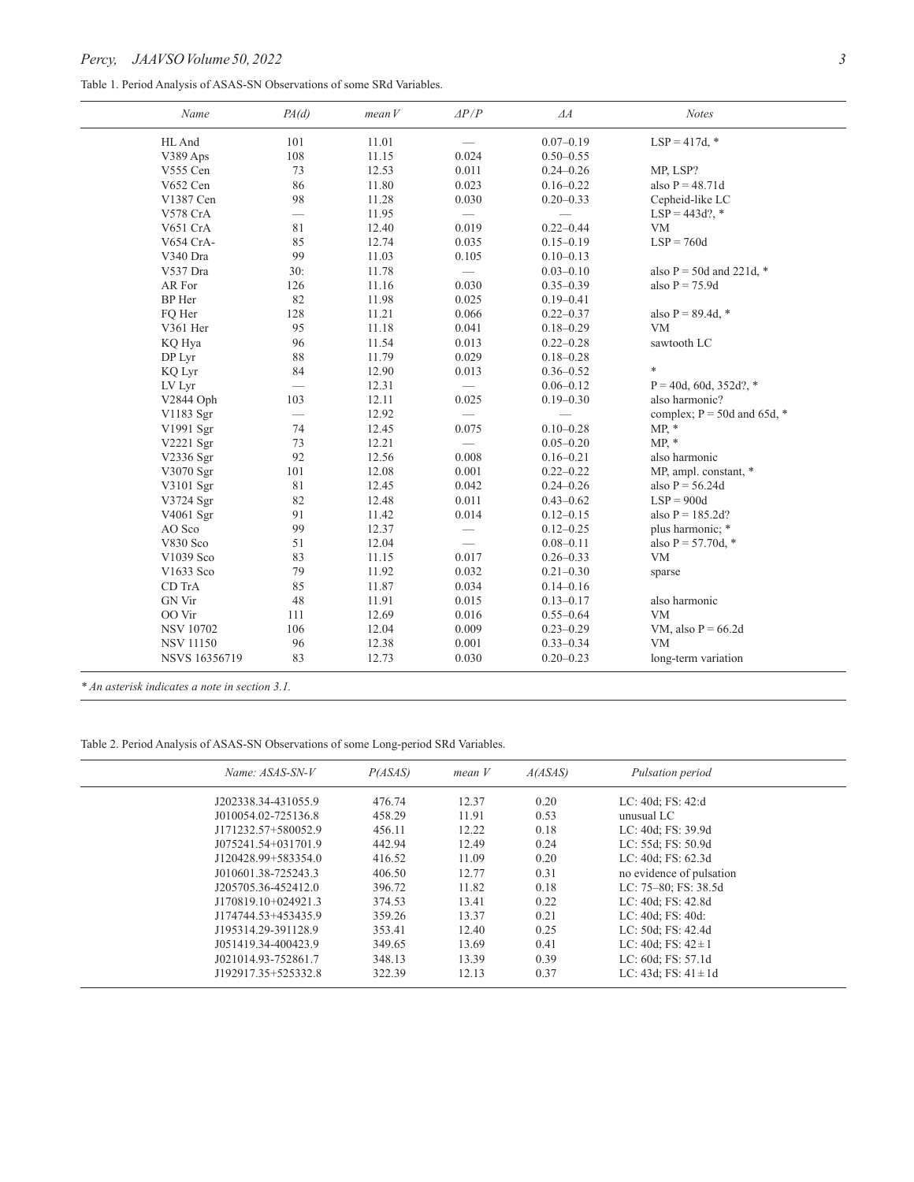Table 1. Period Analysis of ASAS-SN Observations of some SRd Variables.

| *Name* | *PA(d)* | *mean V* | *ΔP/P* | *ΔA* | *Notes* |
|---|---|---|---|---|---|
| HL And | 101 | 11.01 | — | 0.07–0.19 | LSP = 417d, * |
| V389 Aps | 108 | 11.15 | 0.024 | 0.50–0.55 | |
| V555 Cen | 73 | 12.53 | 0.011 | 0.24–0.26 | MP, LSP? |
| V652 Cen | 86 | 11.80 | 0.023 | 0.16–0.22 | also P = 48.71d |
| V1387 Cen | 98 | 11.28 | 0.030 | 0.20–0.33 | Cepheid-like LC |
| V578 CrA | — | 11.95 | — | — | LSP = 443d?, * |
| V651 CrA | 81 | 12.40 | 0.019 | 0.22–0.44 | VM |
| V654 CrA- | 85 | 12.74 | 0.035 | 0.15–0.19 | LSP = 760d |
| V340 Dra | 99 | 11.03 | 0.105 | 0.10–0.13 | |
| V537 Dra | 30: | 11.78 | — | 0.03–0.10 | also P = 50d and 221d, * |
| AR For | 126 | 11.16 | 0.030 | 0.35–0.39 | also P = 75.9d |
| BP Her | 82 | 11.98 | 0.025 | 0.19–0.41 | |
| FQ Her | 128 | 11.21 | 0.066 | 0.22–0.37 | also P = 89.4d, * |
| V361 Her | 95 | 11.18 | 0.041 | 0.18–0.29 | VM |
| KQ Hya | 96 | 11.54 | 0.013 | 0.22–0.28 | sawtooth LC |
| DP Lyr | 88 | 11.79 | 0.029 | 0.18–0.28 | |
| KQ Lyr | 84 | 12.90 | 0.013 | 0.36–0.52 | * |
| LV Lyr | — | 12.31 | — | 0.06–0.12 | P = 40d, 60d, 352d?, * |
| V2844 Oph | 103 | 12.11 | 0.025 | 0.19–0.30 | also harmonic? |
| V1183 Sgr | — | 12.92 | — | — | complex; P = 50d and 65d, * |
| V1991 Sgr | 74 | 12.45 | 0.075 | 0.10–0.28 | MP, * |
| V2221 Sgr | 73 | 12.21 | — | 0.05–0.20 | MP, * |
| V2336 Sgr | 92 | 12.56 | 0.008 | 0.16–0.21 | also harmonic |
| V3070 Sgr | 101 | 12.08 | 0.001 | 0.22–0.22 | MP, ampl. constant, * |
| V3101 Sgr | 81 | 12.45 | 0.042 | 0.24–0.26 | also P = 56.24d |
| V3724 Sgr | 82 | 12.48 | 0.011 | 0.43–0.62 | LSP = 900d |
| V4061 Sgr | 91 | 11.42 | 0.014 | 0.12–0.15 | also P = 185.2d? |
| AO Sco | 99 | 12.37 | — | 0.12–0.25 | plus harmonic; * |
| V830 Sco | 51 | 12.04 | — | 0.08–0.11 | also P = 57.70d, * |
| V1039 Sco | 83 | 11.15 | 0.017 | 0.26–0.33 | VM |
| V1633 Sco | 79 | 11.92 | 0.032 | 0.21–0.30 | sparse |
| CD TrA | 85 | 11.87 | 0.034 | 0.14–0.16 | |
| GN Vir | 48 | 11.91 | 0.015 | 0.13–0.17 | also harmonic |
| OO Vir | 111 | 12.69 | 0.016 | 0.55–0.64 | VM |
| NSV 10702 | 106 | 12.04 | 0.009 | 0.23–0.29 | VM, also P = 66.2d |
| NSV 11150 | 96 | 12.38 | 0.001 | 0.33–0.34 | VM |
| NSVS 16356719 | 83 | 12.73 | 0.030 | 0.20–0.23 | long-term variation |

*\* An asterisk indicates a note in section 3.1.*

Table 2. Period Analysis of ASAS-SN Observations of some Long-period SRd Variables.

| *Name: ASAS-SN-V* | *P(ASAS)* | *mean V* | *A(ASAS)* | *Pulsation period* |
|---|---|---|---|---|
| J202338.34-431055.9 | 476.74 | 12.37 | 0.20 | LC: 40d; FS: 42:d |
| J010054.02-725136.8 | 458.29 | 11.91 | 0.53 | unusual LC |
| J171232.57+580052.9 | 456.11 | 12.22 | 0.18 | LC: 40d; FS: 39.9d |
| J075241.54+031701.9 | 442.94 | 12.49 | 0.24 | LC: 55d; FS: 50.9d |
| J120428.99+583354.0 | 416.52 | 11.09 | 0.20 | LC: 40d; FS: 62.3d |
| J010601.38-725243.3 | 406.50 | 12.77 | 0.31 | no evidence of pulsation |
| J205705.36-452412.0 | 396.72 | 11.82 | 0.18 | LC: 75–80; FS: 38.5d |
| J170819.10+024921.3 | 374.53 | 13.41 | 0.22 | LC: 40d; FS: 42.8d |
| J174744.53+453435.9 | 359.26 | 13.37 | 0.21 | LC: 40d; FS: 40d: |
| J195314.29-391128.9 | 353.41 | 12.40 | 0.25 | LC: 50d; FS: 42.4d |
| J051419.34-400423.9 | 349.65 | 13.69 | 0.41 | LC: 40d; FS: 42 ± 1 |
| J021014.93-752861.7 | 348.13 | 13.39 | 0.39 | LC: 60d; FS: 57.1d |
| J192917.35+525332.8 | 322.39 | 12.13 | 0.37 | LC: 43d; FS: 41 ± 1d |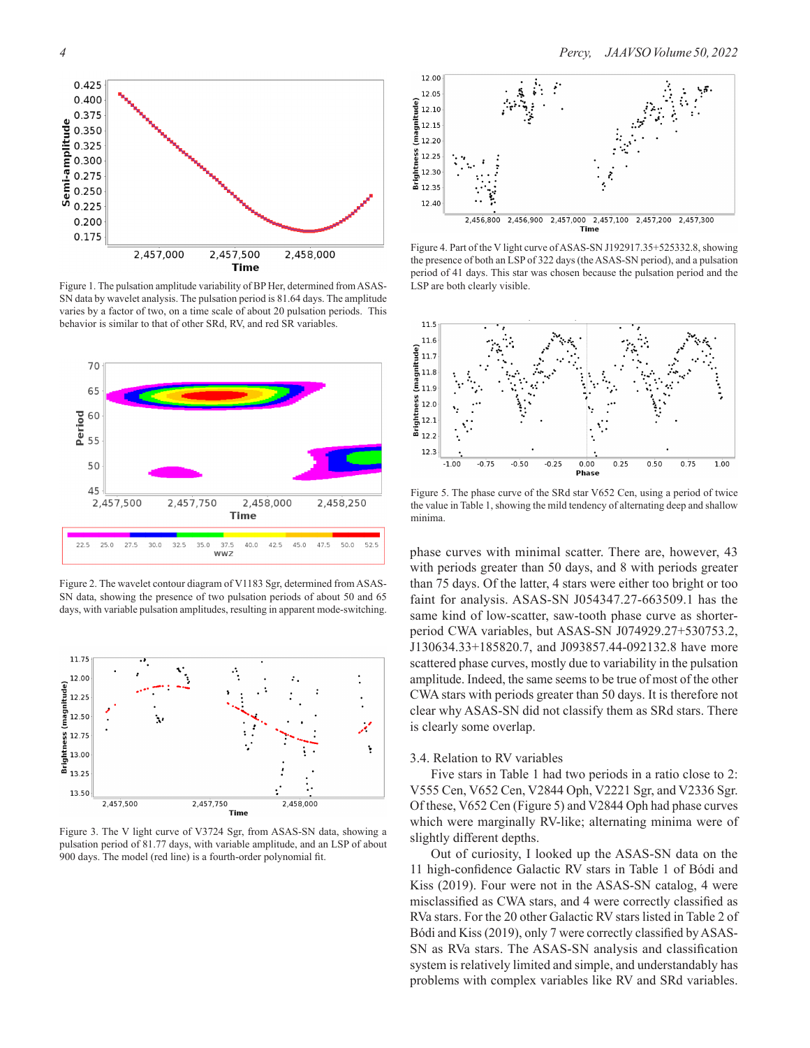0.425
0.400
0.375
0.350
0.325
0.300
0.275
0.250
0.225
0.200
0.175
Semi-amplitude
2,457,000
2,457,500
2,458,000
Time

Figure 1. The pulsation amplitude variability of BP Her, determined from ASAS-SN data by wavelet analysis. The pulsation period is 81.64 days. The amplitude varies by a factor of two, on a time scale of about 20 pulsation periods. This behavior is similar to that of other SRd, RV, and red SR variables.

70
65
60
55
50
45
Period
2,457,500
2,457,750
2,458,000
2,458,250
Time
22.5 25.0 27.5 30.0 32.5 35.0 37.5 40.0 42.5 45.0 47.5 50.0 52.5
WWZ

Figure 2. The wavelet contour diagram of V1183 Sgr, determined from ASAS-SN data, showing the presence of two pulsation periods of about 50 and 65 days, with variable pulsation amplitudes, resulting in apparent mode-switching.

11.75
12.00
12.25
12.50
12.75
13.00
13.25
13.50
Brightness (magnitude)
2,457,500
2,457,750
2,458,000
Time

Figure 3. The V light curve of V3724 Sgr, from ASAS-SN data, showing a pulsation period of 81.77 days, with variable amplitude, and an LSP of about 900 days. The model (red line) is a fourth-order polynomial fit.

12.00
12.05
12.10
12.15
12.20
12.25
12.30
12.35
12.40
Brightness (magnitude)
2,456,800
2,456,900
2,457,000
2,457,100
2,457,200
2,457,300
Time

Figure 4. Part of the V light curve of ASAS-SN J192917.35+525332.8, showing the presence of both an LSP of 322 days (the ASAS-SN period), and a pulsation period of 41 days. This star was chosen because the pulsation period and the LSP are both clearly visible.

11.5
11.6
11.7
11.8
11.9
12.0
12.1
12.2
12.3
Brightness (magnitude)
-1.00
-0.75
-0.50
-0.25
0.00
0.25
0.50
0.75
1.00
Phase

Figure 5. The phase curve of the SRd star V652 Cen, using a period of twice the value in Table 1, showing the mild tendency of alternating deep and shallow minima.

phase curves with minimal scatter. There are, however, 43 with periods greater than 50 days, and 8 with periods greater than 75 days. Of the latter, 4 stars were either too bright or too faint for analysis. ASAS-SN J054347.27-663509.1 has the same kind of low-scatter, saw-tooth phase curve as shorter-period CWA variables, but ASAS-SN J074929.27+530753.2, J130634.33+185820.7, and J093857.44-092132.8 have more scattered phase curves, mostly due to variability in the pulsation amplitude. Indeed, the same seems to be true of most of the other CWA stars with periods greater than 50 days. It is therefore not clear why ASAS-SN did not classify them as SRd stars. There is clearly some overlap.

### 3.4. Relation to RV variables

Five stars in Table 1 had two periods in a ratio close to 2: V555 Cen, V652 Cen, V2844 Oph, V2221 Sgr, and V2336 Sgr. Of these, V652 Cen (Figure 5) and V2844 Oph had phase curves which were marginally RV-like; alternating minima were of slightly different depths.

Out of curiosity, I looked up the ASAS-SN data on the 11 high-confidence Galactic RV stars in Table 1 of Bódi and Kiss (2019). Four were not in the ASAS-SN catalog, 4 were misclassified as CWA stars, and 4 were correctly classified as RVa stars. For the 20 other Galactic RV stars listed in Table 2 of Bódi and Kiss (2019), only 7 were correctly classified by ASAS-SN as RVa stars. The ASAS-SN analysis and classification system is relatively limited and simple, and understandably has problems with complex variables like RV and SRd variables.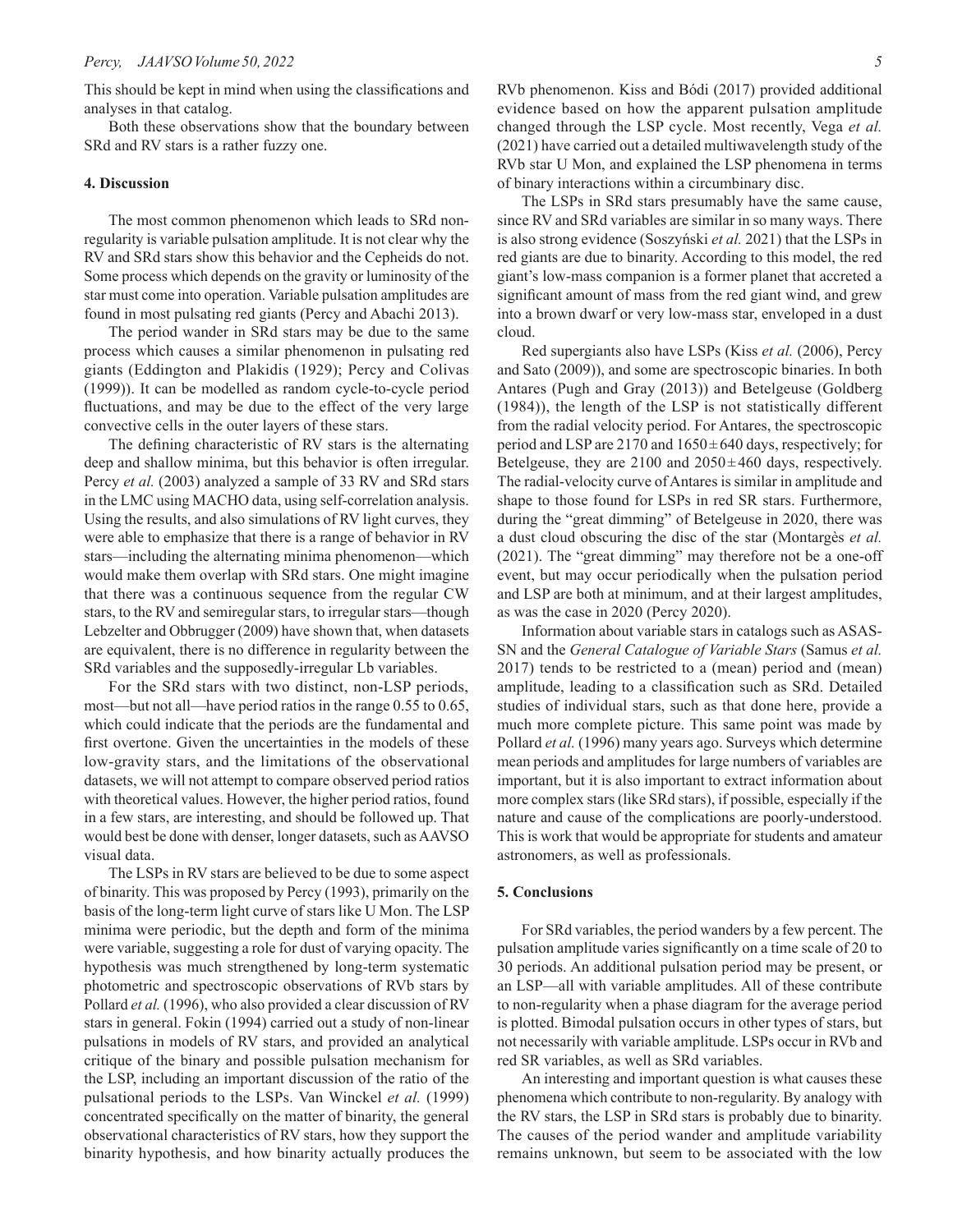This should be kept in mind when using the classifications and analyses in that catalog.

Both these observations show that the boundary between SRd and RV stars is a rather fuzzy one.

## 4. Discussion

The most common phenomenon which leads to SRd non-regularity is variable pulsation amplitude. It is not clear why the RV and SRd stars show this behavior and the Cepheids do not. Some process which depends on the gravity or luminosity of the star must come into operation. Variable pulsation amplitudes are found in most pulsating red giants (Percy and Abachi 2013).

The period wander in SRd stars may be due to the same process which causes a similar phenomenon in pulsating red giants (Eddington and Plakidis (1929); Percy and Colivas (1999)). It can be modelled as random cycle-to-cycle period fluctuations, and may be due to the effect of the very large convective cells in the outer layers of these stars.

The defining characteristic of RV stars is the alternating deep and shallow minima, but this behavior is often irregular. Percy *et al.* (2003) analyzed a sample of 33 RV and SRd stars in the LMC using MACHO data, using self-correlation analysis. Using the results, and also simulations of RV light curves, they were able to emphasize that there is a range of behavior in RV stars—including the alternating minima phenomenon—which would make them overlap with SRd stars. One might imagine that there was a continuous sequence from the regular CW stars, to the RV and semiregular stars, to irregular stars—though Lebzelter and Obbrugger (2009) have shown that, when datasets are equivalent, there is no difference in regularity between the SRd variables and the supposedly-irregular Lb variables.

For the SRd stars with two distinct, non-LSP periods, most—but not all—have period ratios in the range 0.55 to 0.65, which could indicate that the periods are the fundamental and first overtone. Given the uncertainties in the models of these low-gravity stars, and the limitations of the observational datasets, we will not attempt to compare observed period ratios with theoretical values. However, the higher period ratios, found in a few stars, are interesting, and should be followed up. That would best be done with denser, longer datasets, such as AAVSO visual data.

The LSPs in RV stars are believed to be due to some aspect of binarity. This was proposed by Percy (1993), primarily on the basis of the long-term light curve of stars like U Mon. The LSP minima were periodic, but the depth and form of the minima were variable, suggesting a role for dust of varying opacity. The hypothesis was much strengthened by long-term systematic photometric and spectroscopic observations of RVb stars by Pollard *et al.* (1996), who also provided a clear discussion of RV stars in general. Fokin (1994) carried out a study of non-linear pulsations in models of RV stars, and provided an analytical critique of the binary and possible pulsation mechanism for the LSP, including an important discussion of the ratio of the pulsational periods to the LSPs. Van Winckel *et al.* (1999) concentrated specifically on the matter of binarity, the general observational characteristics of RV stars, how they support the binarity hypothesis, and how binarity actually produces the RVb phenomenon. Kiss and Bódi (2017) provided additional evidence based on how the apparent pulsation amplitude changed through the LSP cycle. Most recently, Vega *et al.* (2021) have carried out a detailed multiwavelength study of the RVb star U Mon, and explained the LSP phenomena in terms of binary interactions within a circumbinary disc.

The LSPs in SRd stars presumably have the same cause, since RV and SRd variables are similar in so many ways. There is also strong evidence (Soszyński *et al.* 2021) that the LSPs in red giants are due to binarity. According to this model, the red giant's low-mass companion is a former planet that accreted a significant amount of mass from the red giant wind, and grew into a brown dwarf or very low-mass star, enveloped in a dust cloud.

Red supergiants also have LSPs (Kiss *et al.* (2006), Percy and Sato (2009)), and some are spectroscopic binaries. In both Antares (Pugh and Gray (2013)) and Betelgeuse (Goldberg (1984)), the length of the LSP is not statistically different from the radial velocity period. For Antares, the spectroscopic period and LSP are 2170 and $1650 \pm 640$ days, respectively; for Betelgeuse, they are 2100 and $2050 \pm 460$ days, respectively. The radial-velocity curve of Antares is similar in amplitude and shape to those found for LSPs in red SR stars. Furthermore, during the "great dimming" of Betelgeuse in 2020, there was a dust cloud obscuring the disc of the star (Montargès *et al.* (2021). The "great dimming" may therefore not be a one-off event, but may occur periodically when the pulsation period and LSP are both at minimum, and at their largest amplitudes, as was the case in 2020 (Percy 2020).

Information about variable stars in catalogs such as ASAS-SN and the *General Catalogue of Variable Stars* (Samus *et al.* 2017) tends to be restricted to a (mean) period and (mean) amplitude, leading to a classification such as SRd. Detailed studies of individual stars, such as that done here, provide a much more complete picture. This same point was made by Pollard *et al.* (1996) many years ago. Surveys which determine mean periods and amplitudes for large numbers of variables are important, but it is also important to extract information about more complex stars (like SRd stars), if possible, especially if the nature and cause of the complications are poorly-understood. This is work that would be appropriate for students and amateur astronomers, as well as professionals.

## 5. Conclusions

For SRd variables, the period wanders by a few percent. The pulsation amplitude varies significantly on a time scale of 20 to 30 periods. An additional pulsation period may be present, or an LSP—all with variable amplitudes. All of these contribute to non-regularity when a phase diagram for the average period is plotted. Bimodal pulsation occurs in other types of stars, but not necessarily with variable amplitude. LSPs occur in RVb and red SR variables, as well as SRd variables.

An interesting and important question is what causes these phenomena which contribute to non-regularity. By analogy with the RV stars, the LSP in SRd stars is probably due to binarity. The causes of the period wander and amplitude variability remains unknown, but seem to be associated with the low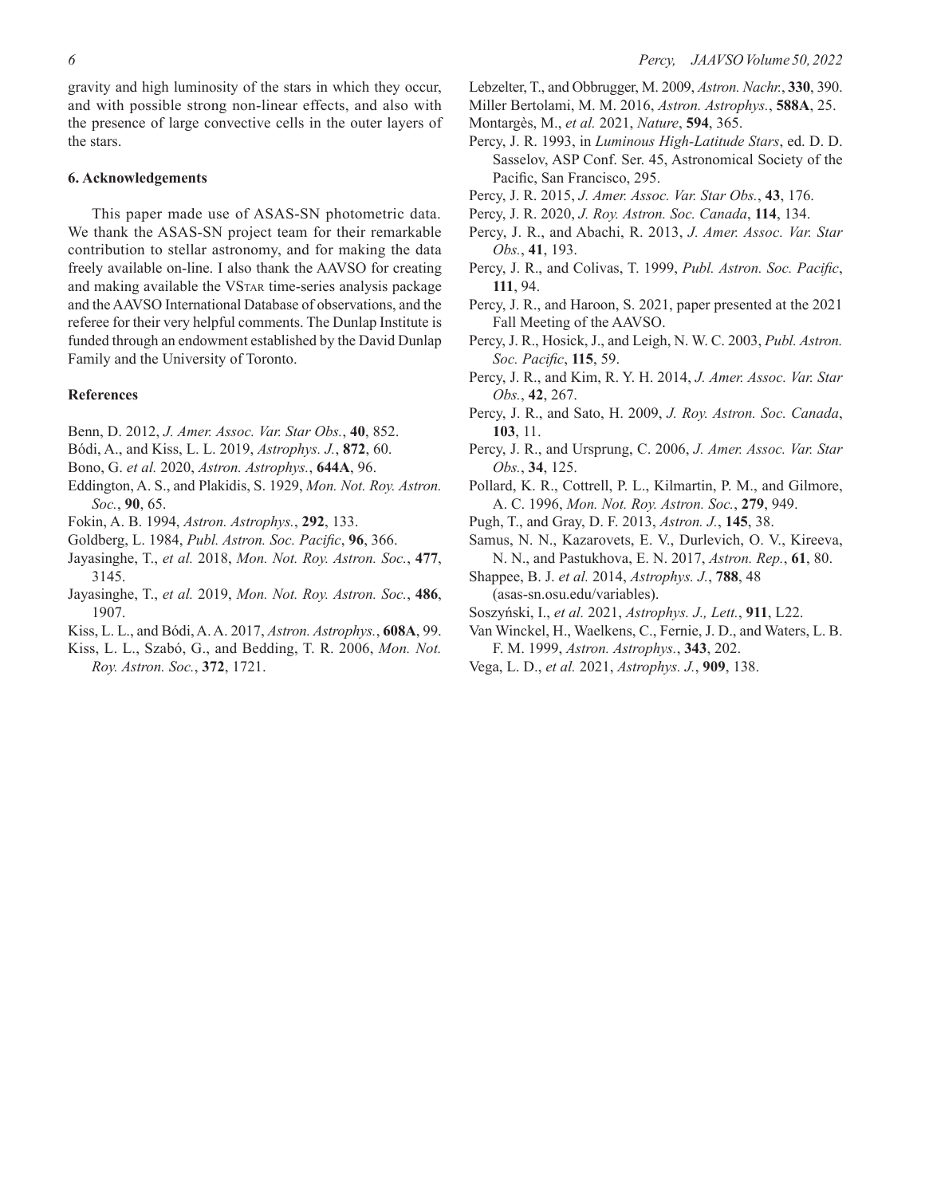gravity and high luminosity of the stars in which they occur, and with possible strong non-linear effects, and also with the presence of large convective cells in the outer layers of the stars.

## 6. Acknowledgements

This paper made use of ASAS-SN photometric data. We thank the ASAS-SN project team for their remarkable contribution to stellar astronomy, and for making the data freely available on-line. I also thank the AAVSO for creating and making available the VStar time-series analysis package and the AAVSO International Database of observations, and the referee for their very helpful comments. The Dunlap Institute is funded through an endowment established by the David Dunlap Family and the University of Toronto.

## References

Benn, D. 2012, *J. Amer. Assoc. Var. Star Obs.*, **40**, 852.

Bódi, A., and Kiss, L. L. 2019, *Astrophys. J.*, **872**, 60.

Bono, G. *et al.* 2020, *Astron. Astrophys.*, **644A**, 96.

Eddington, A. S., and Plakidis, S. 1929, *Mon. Not. Roy. Astron. Soc.*, **90**, 65.

Fokin, A. B. 1994, *Astron. Astrophys.*, **292**, 133.

Goldberg, L. 1984, *Publ. Astron. Soc. Pacific*, **96**, 366.

Jayasinghe, T., *et al.* 2018, *Mon. Not. Roy. Astron. Soc.*, **477**, 3145.

Jayasinghe, T., *et al.* 2019, *Mon. Not. Roy. Astron. Soc.*, **486**, 1907.

Kiss, L. L., and Bódi, A. A. 2017, *Astron. Astrophys.*, **608A**, 99.

Kiss, L. L., Szabó, G., and Bedding, T. R. 2006, *Mon. Not. Roy. Astron. Soc.*, **372**, 1721.

Lebzelter, T., and Obbrugger, M. 2009, *Astron. Nachr.*, **330**, 390.

Miller Bertolami, M. M. 2016, *Astron. Astrophys.*, **588A**, 25.

Montargès, M., *et al.* 2021, *Nature*, **594**, 365.

Percy, J. R. 1993, in *Luminous High-Latitude Stars*, ed. D. D. Sasselov, ASP Conf. Ser. 45, Astronomical Society of the Pacific, San Francisco, 295.

Percy, J. R. 2015, *J. Amer. Assoc. Var. Star Obs.*, **43**, 176.

Percy, J. R. 2020, *J. Roy. Astron. Soc. Canada*, **114**, 134.

Percy, J. R., and Abachi, R. 2013, *J. Amer. Assoc. Var. Star Obs.*, **41**, 193.

Percy, J. R., and Colivas, T. 1999, *Publ. Astron. Soc. Pacific*, **111**, 94.

Percy, J. R., and Haroon, S. 2021, paper presented at the 2021 Fall Meeting of the AAVSO.

Percy, J. R., Hosick, J., and Leigh, N. W. C. 2003, *Publ. Astron. Soc. Pacific*, **115**, 59.

Percy, J. R., and Kim, R. Y. H. 2014, *J. Amer. Assoc. Var. Star Obs.*, **42**, 267.

Percy, J. R., and Sato, H. 2009, *J. Roy. Astron. Soc. Canada*, **103**, 11.

Percy, J. R., and Ursprung, C. 2006, *J. Amer. Assoc. Var. Star Obs.*, **34**, 125.

Pollard, K. R., Cottrell, P. L., Kilmartin, P. M., and Gilmore, A. C. 1996, *Mon. Not. Roy. Astron. Soc.*, **279**, 949.

Pugh, T., and Gray, D. F. 2013, *Astron. J.*, **145**, 38.

Samus, N. N., Kazarovets, E. V., Durlevich, O. V., Kireeva, N. N., and Pastukhova, E. N. 2017, *Astron. Rep.*, **61**, 80.

Shappee, B. J. *et al.* 2014, *Astrophys. J.*, **788**, 48 (asas-sn.osu.edu/variables).

Soszyński, I., *et al.* 2021, *Astrophys. J., Lett.*, **911**, L22.

Van Winckel, H., Waelkens, C., Fernie, J. D., and Waters, L. B. F. M. 1999, *Astron. Astrophys.*, **343**, 202.

Vega, L. D., *et al.* 2021, *Astrophys. J.*, **909**, 138.